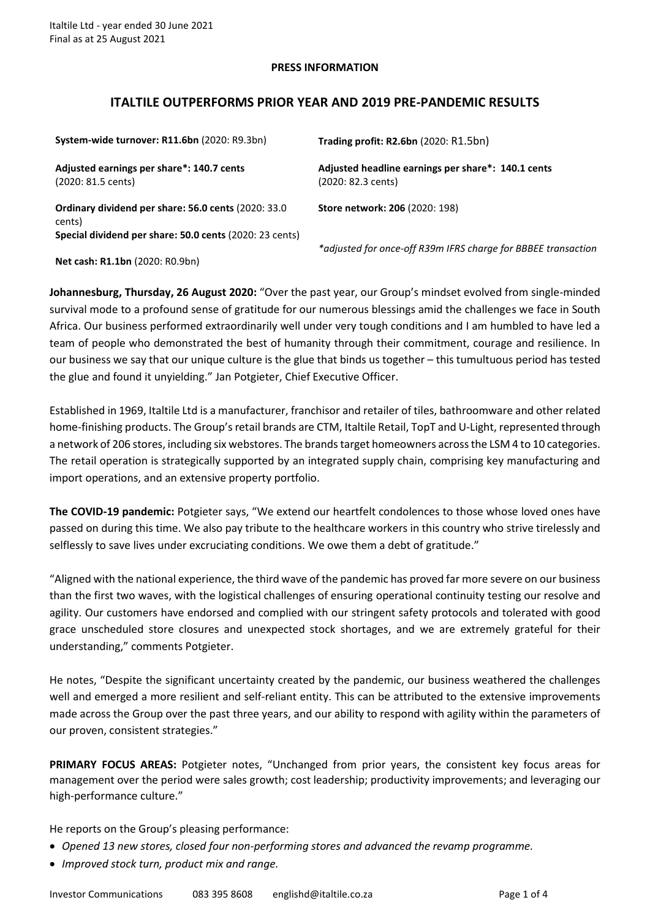Italtile Ltd - year ended 30 June 2021
Final as at 25 August 2021

**PRESS INFORMATION**

## ITALTILE OUTPERFORMS PRIOR YEAR AND 2019 PRE-PANDEMIC RESULTS

**System-wide turnover: R11.6bn** (2020: R9.3bn)

**Trading profit: R2.6bn** (2020: R1.5bn)

**Adjusted earnings per share*: 140.7 cents** (2020: 81.5 cents)

**Adjusted headline earnings per share*: 140.1 cents** (2020: 82.3 cents)

**Ordinary dividend per share: 56.0 cents** (2020: 33.0 cents)

**Special dividend per share: 50.0 cents** (2020: 23 cents)

**Store network: 206** (2020: 198)

**Net cash: R1.1bn** (2020: R0.9bn)

*\*adjusted for once-off R39m IFRS charge for BBBEE transaction*

**Johannesburg, Thursday, 26 August 2020:** "Over the past year, our Group's mindset evolved from single-minded survival mode to a profound sense of gratitude for our numerous blessings amid the challenges we face in South Africa. Our business performed extraordinarily well under very tough conditions and I am humbled to have led a team of people who demonstrated the best of humanity through their commitment, courage and resilience. In our business we say that our unique culture is the glue that binds us together – this tumultuous period has tested the glue and found it unyielding." Jan Potgieter, Chief Executive Officer.

Established in 1969, Italtile Ltd is a manufacturer, franchisor and retailer of tiles, bathroomware and other related home-finishing products. The Group's retail brands are CTM, Italtile Retail, TopT and U-Light, represented through a network of 206 stores, including six webstores. The brands target homeowners across the LSM 4 to 10 categories. The retail operation is strategically supported by an integrated supply chain, comprising key manufacturing and import operations, and an extensive property portfolio.

**The COVID-19 pandemic:** Potgieter says, "We extend our heartfelt condolences to those whose loved ones have passed on during this time. We also pay tribute to the healthcare workers in this country who strive tirelessly and selflessly to save lives under excruciating conditions. We owe them a debt of gratitude."

"Aligned with the national experience, the third wave of the pandemic has proved far more severe on our business than the first two waves, with the logistical challenges of ensuring operational continuity testing our resolve and agility. Our customers have endorsed and complied with our stringent safety protocols and tolerated with good grace unscheduled store closures and unexpected stock shortages, and we are extremely grateful for their understanding," comments Potgieter.

He notes, "Despite the significant uncertainty created by the pandemic, our business weathered the challenges well and emerged a more resilient and self-reliant entity. This can be attributed to the extensive improvements made across the Group over the past three years, and our ability to respond with agility within the parameters of our proven, consistent strategies."

**PRIMARY FOCUS AREAS:** Potgieter notes, "Unchanged from prior years, the consistent key focus areas for management over the period were sales growth; cost leadership; productivity improvements; and leveraging our high-performance culture."

He reports on the Group's pleasing performance:

- *Opened 13 new stores, closed four non-performing stores and advanced the revamp programme.*
- *Improved stock turn, product mix and range.*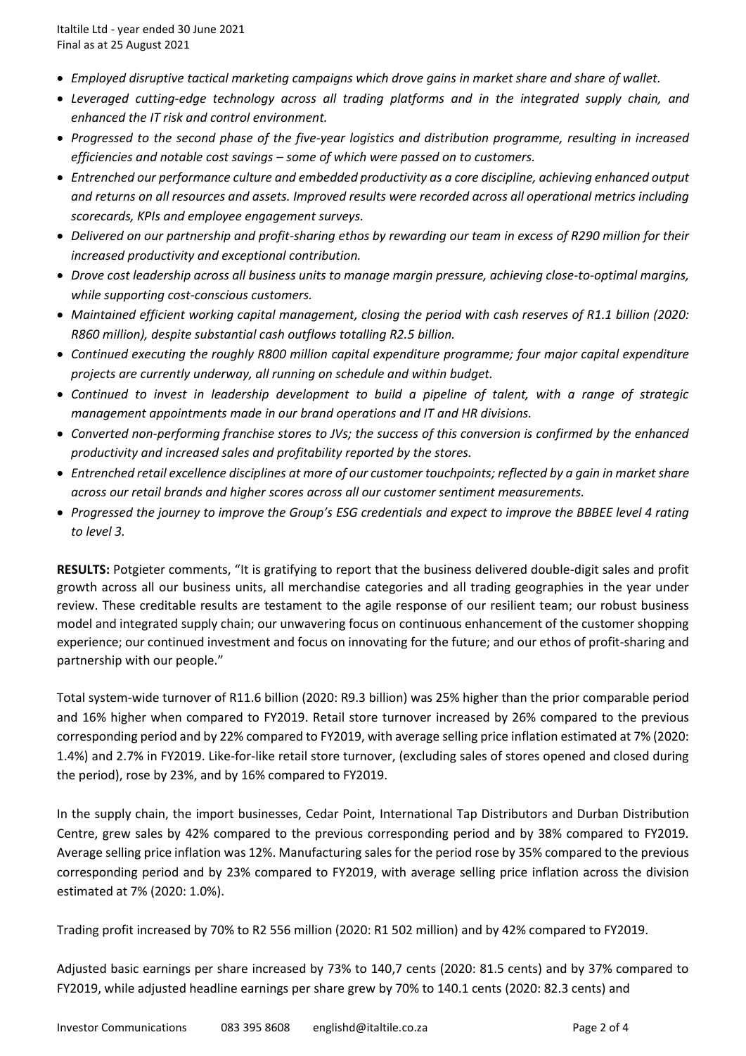- *Employed disruptive tactical marketing campaigns which drove gains in market share and share of wallet.*
- *Leveraged cutting-edge technology across all trading platforms and in the integrated supply chain, and enhanced the IT risk and control environment.*
- *Progressed to the second phase of the five-year logistics and distribution programme, resulting in increased efficiencies and notable cost savings – some of which were passed on to customers.*
- *Entrenched our performance culture and embedded productivity as a core discipline, achieving enhanced output and returns on all resources and assets. Improved results were recorded across all operational metrics including scorecards, KPIs and employee engagement surveys.*
- *Delivered on our partnership and profit-sharing ethos by rewarding our team in excess of R290 million for their increased productivity and exceptional contribution.*
- *Drove cost leadership across all business units to manage margin pressure, achieving close-to-optimal margins, while supporting cost-conscious customers.*
- *Maintained efficient working capital management, closing the period with cash reserves of R1.1 billion (2020: R860 million), despite substantial cash outflows totalling R2.5 billion.*
- *Continued executing the roughly R800 million capital expenditure programme; four major capital expenditure projects are currently underway, all running on schedule and within budget.*
- *Continued to invest in leadership development to build a pipeline of talent, with a range of strategic management appointments made in our brand operations and IT and HR divisions.*
- *Converted non-performing franchise stores to JVs; the success of this conversion is confirmed by the enhanced productivity and increased sales and profitability reported by the stores.*
- *Entrenched retail excellence disciplines at more of our customer touchpoints; reflected by a gain in market share across our retail brands and higher scores across all our customer sentiment measurements.*
- *Progressed the journey to improve the Group's ESG credentials and expect to improve the BBBEE level 4 rating to level 3.*

**RESULTS:** Potgieter comments, "It is gratifying to report that the business delivered double-digit sales and profit growth across all our business units, all merchandise categories and all trading geographies in the year under review. These creditable results are testament to the agile response of our resilient team; our robust business model and integrated supply chain; our unwavering focus on continuous enhancement of the customer shopping experience; our continued investment and focus on innovating for the future; and our ethos of profit-sharing and partnership with our people."

Total system-wide turnover of R11.6 billion (2020: R9.3 billion) was 25% higher than the prior comparable period and 16% higher when compared to FY2019. Retail store turnover increased by 26% compared to the previous corresponding period and by 22% compared to FY2019, with average selling price inflation estimated at 7% (2020: 1.4%) and 2.7% in FY2019. Like-for-like retail store turnover, (excluding sales of stores opened and closed during the period), rose by 23%, and by 16% compared to FY2019.

In the supply chain, the import businesses, Cedar Point, International Tap Distributors and Durban Distribution Centre, grew sales by 42% compared to the previous corresponding period and by 38% compared to FY2019. Average selling price inflation was 12%. Manufacturing sales for the period rose by 35% compared to the previous corresponding period and by 23% compared to FY2019, with average selling price inflation across the division estimated at 7% (2020: 1.0%).

Trading profit increased by 70% to R2 556 million (2020: R1 502 million) and by 42% compared to FY2019.

Adjusted basic earnings per share increased by 73% to 140,7 cents (2020: 81.5 cents) and by 37% compared to FY2019, while adjusted headline earnings per share grew by 70% to 140.1 cents (2020: 82.3 cents) and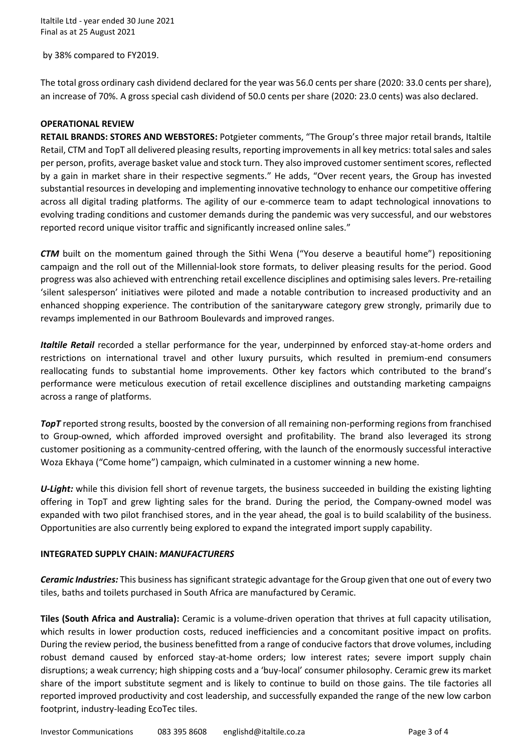by 38% compared to FY2019.

The total gross ordinary cash dividend declared for the year was 56.0 cents per share (2020: 33.0 cents per share), an increase of 70%. A gross special cash dividend of 50.0 cents per share (2020: 23.0 cents) was also declared.

**OPERATIONAL REVIEW**

**RETAIL BRANDS: STORES AND WEBSTORES:** Potgieter comments, "The Group's three major retail brands, Italtile Retail, CTM and TopT all delivered pleasing results, reporting improvements in all key metrics: total sales and sales per person, profits, average basket value and stock turn. They also improved customer sentiment scores, reflected by a gain in market share in their respective segments." He adds, "Over recent years, the Group has invested substantial resources in developing and implementing innovative technology to enhance our competitive offering across all digital trading platforms. The agility of our e-commerce team to adapt technological innovations to evolving trading conditions and customer demands during the pandemic was very successful, and our webstores reported record unique visitor traffic and significantly increased online sales."

***CTM*** built on the momentum gained through the Sithi Wena ("You deserve a beautiful home") repositioning campaign and the roll out of the Millennial-look store formats, to deliver pleasing results for the period. Good progress was also achieved with entrenching retail excellence disciplines and optimising sales levers. Pre-retailing 'silent salesperson' initiatives were piloted and made a notable contribution to increased productivity and an enhanced shopping experience. The contribution of the sanitaryware category grew strongly, primarily due to revamps implemented in our Bathroom Boulevards and improved ranges.

***Italtile Retail*** recorded a stellar performance for the year, underpinned by enforced stay-at-home orders and restrictions on international travel and other luxury pursuits, which resulted in premium-end consumers reallocating funds to substantial home improvements. Other key factors which contributed to the brand's performance were meticulous execution of retail excellence disciplines and outstanding marketing campaigns across a range of platforms.

***TopT*** reported strong results, boosted by the conversion of all remaining non-performing regions from franchised to Group-owned, which afforded improved oversight and profitability. The brand also leveraged its strong customer positioning as a community-centred offering, with the launch of the enormously successful interactive Woza Ekhaya ("Come home") campaign, which culminated in a customer winning a new home.

***U-Light:*** while this division fell short of revenue targets, the business succeeded in building the existing lighting offering in TopT and grew lighting sales for the brand. During the period, the Company-owned model was expanded with two pilot franchised stores, and in the year ahead, the goal is to build scalability of the business. Opportunities are also currently being explored to expand the integrated import supply capability.

**INTEGRATED SUPPLY CHAIN: *MANUFACTURERS***

***Ceramic Industries:*** This business has significant strategic advantage for the Group given that one out of every two tiles, baths and toilets purchased in South Africa are manufactured by Ceramic.

**Tiles (South Africa and Australia):** Ceramic is a volume-driven operation that thrives at full capacity utilisation, which results in lower production costs, reduced inefficiencies and a concomitant positive impact on profits. During the review period, the business benefitted from a range of conducive factors that drove volumes, including robust demand caused by enforced stay-at-home orders; low interest rates; severe import supply chain disruptions; a weak currency; high shipping costs and a 'buy-local' consumer philosophy. Ceramic grew its market share of the import substitute segment and is likely to continue to build on those gains. The tile factories all reported improved productivity and cost leadership, and successfully expanded the range of the new low carbon footprint, industry-leading EcoTec tiles.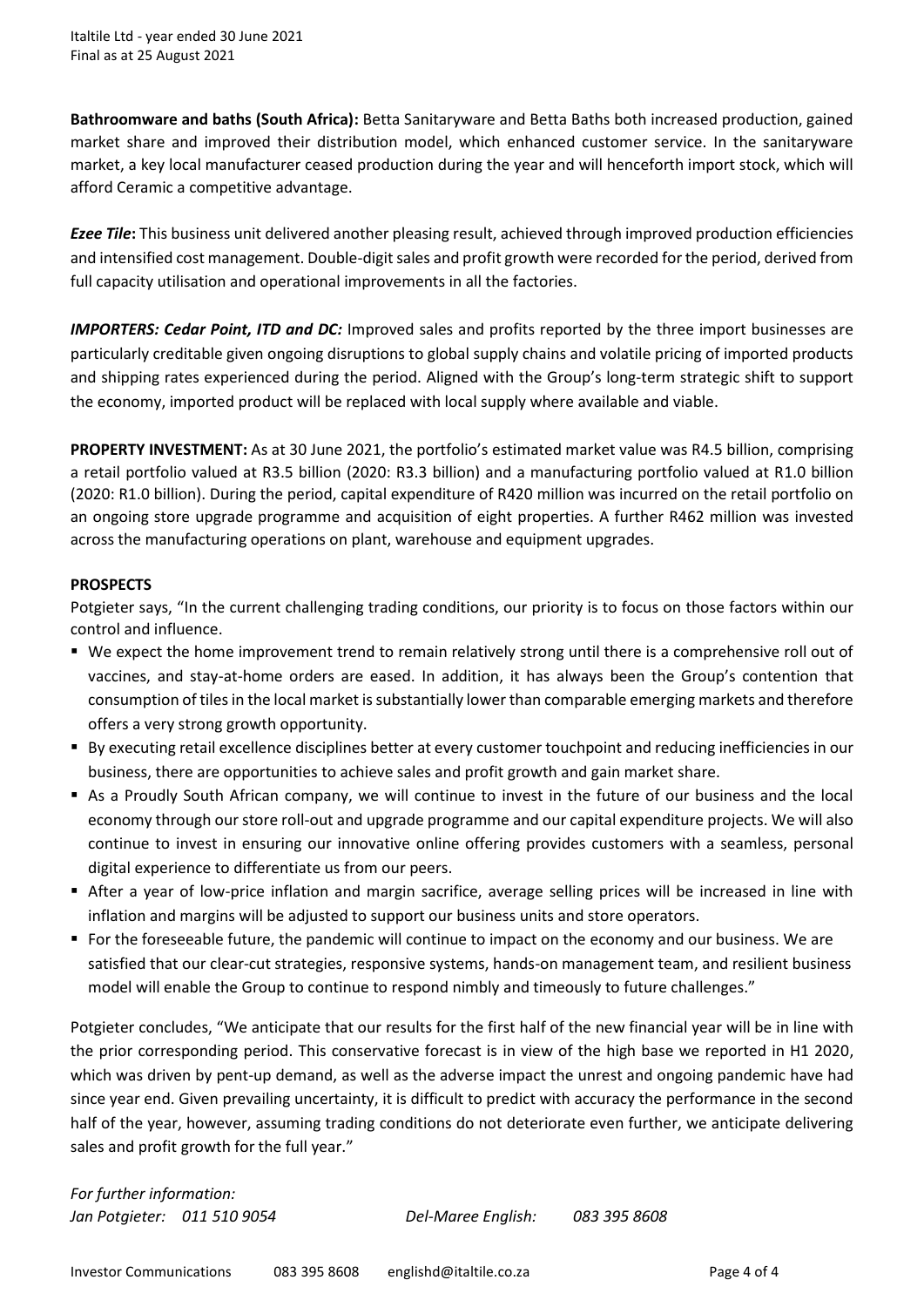**Bathroomware and baths (South Africa):** Betta Sanitaryware and Betta Baths both increased production, gained market share and improved their distribution model, which enhanced customer service. In the sanitaryware market, a key local manufacturer ceased production during the year and will henceforth import stock, which will afford Ceramic a competitive advantage.

***Ezee Tile*:** This business unit delivered another pleasing result, achieved through improved production efficiencies and intensified cost management. Double-digit sales and profit growth were recorded for the period, derived from full capacity utilisation and operational improvements in all the factories.

***IMPORTERS: Cedar Point, ITD and DC:*** Improved sales and profits reported by the three import businesses are particularly creditable given ongoing disruptions to global supply chains and volatile pricing of imported products and shipping rates experienced during the period. Aligned with the Group's long-term strategic shift to support the economy, imported product will be replaced with local supply where available and viable.

**PROPERTY INVESTMENT:** As at 30 June 2021, the portfolio's estimated market value was R4.5 billion, comprising a retail portfolio valued at R3.5 billion (2020: R3.3 billion) and a manufacturing portfolio valued at R1.0 billion (2020: R1.0 billion). During the period, capital expenditure of R420 million was incurred on the retail portfolio on an ongoing store upgrade programme and acquisition of eight properties. A further R462 million was invested across the manufacturing operations on plant, warehouse and equipment upgrades.

**PROSPECTS**

Potgieter says, "In the current challenging trading conditions, our priority is to focus on those factors within our control and influence.

- We expect the home improvement trend to remain relatively strong until there is a comprehensive roll out of vaccines, and stay-at-home orders are eased. In addition, it has always been the Group's contention that consumption of tiles in the local market is substantially lower than comparable emerging markets and therefore offers a very strong growth opportunity.
- By executing retail excellence disciplines better at every customer touchpoint and reducing inefficiencies in our business, there are opportunities to achieve sales and profit growth and gain market share.
- As a Proudly South African company, we will continue to invest in the future of our business and the local economy through our store roll-out and upgrade programme and our capital expenditure projects. We will also continue to invest in ensuring our innovative online offering provides customers with a seamless, personal digital experience to differentiate us from our peers.
- After a year of low-price inflation and margin sacrifice, average selling prices will be increased in line with inflation and margins will be adjusted to support our business units and store operators.
- For the foreseeable future, the pandemic will continue to impact on the economy and our business. We are satisfied that our clear-cut strategies, responsive systems, hands-on management team, and resilient business model will enable the Group to continue to respond nimbly and timeously to future challenges."

Potgieter concludes, "We anticipate that our results for the first half of the new financial year will be in line with the prior corresponding period. This conservative forecast is in view of the high base we reported in H1 2020, which was driven by pent-up demand, as well as the adverse impact the unrest and ongoing pandemic have had since year end. Given prevailing uncertainty, it is difficult to predict with accuracy the performance in the second half of the year, however, assuming trading conditions do not deteriorate even further, we anticipate delivering sales and profit growth for the full year."

*For further information:*

*Jan Potgieter: 011 510 9054* *Del-Maree English: 083 395 8608*

Investor Communications 083 395 8608 englishd@italtile.co.za